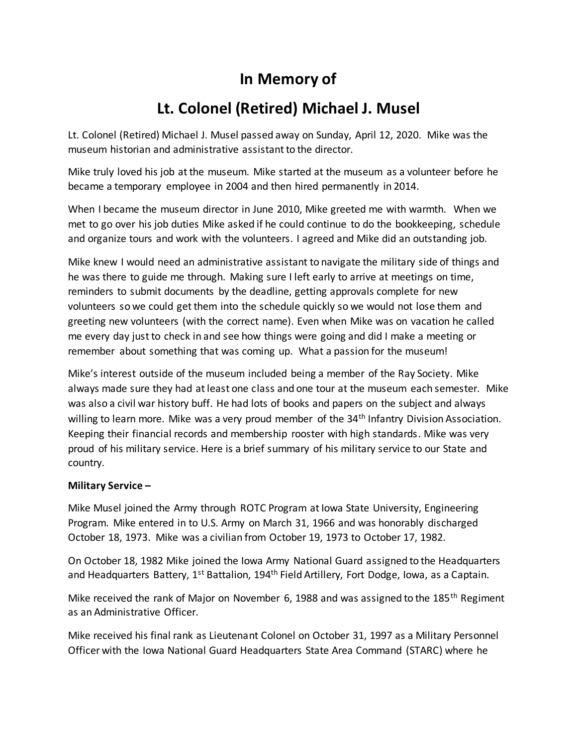# In Memory of

# Lt. Colonel (Retired) Michael J. Musel

Lt. Colonel (Retired) Michael J. Musel passed away on Sunday, April 12, 2020. Mike was the museum historian and administrative assistant to the director.

Mike truly loved his job at the museum. Mike started at the museum as a volunteer before he became a temporary employee in 2004 and then hired permanently in 2014.

When I became the museum director in June 2010, Mike greeted me with warmth. When we met to go over his job duties Mike asked if he could continue to do the bookkeeping, schedule and organize tours and work with the volunteers. I agreed and Mike did an outstanding job.

Mike knew I would need an administrative assistant to navigate the military side of things and he was there to guide me through. Making sure I left early to arrive at meetings on time, reminders to submit documents by the deadline, getting approvals complete for new volunteers so we could get them into the schedule quickly so we would not lose them and greeting new volunteers (with the correct name). Even when Mike was on vacation he called me every day just to check in and see how things were going and did I make a meeting or remember about something that was coming up. What a passion for the museum!

Mike's interest outside of the museum included being a member of the Ray Society. Mike always made sure they had at least one class and one tour at the museum each semester. Mike was also a civil war history buff. He had lots of books and papers on the subject and always willing to learn more. Mike was a very proud member of the 34th Infantry Division Association. Keeping their financial records and membership rooster with high standards. Mike was very proud of his military service. Here is a brief summary of his military service to our State and country.

**Military Service –**

Mike Musel joined the Army through ROTC Program at Iowa State University, Engineering Program. Mike entered in to U.S. Army on March 31, 1966 and was honorably discharged October 18, 1973. Mike was a civilian from October 19, 1973 to October 17, 1982.

On October 18, 1982 Mike joined the Iowa Army National Guard assigned to the Headquarters and Headquarters Battery, 1st Battalion, 194th Field Artillery, Fort Dodge, Iowa, as a Captain.

Mike received the rank of Major on November 6, 1988 and was assigned to the 185th Regiment as an Administrative Officer.

Mike received his final rank as Lieutenant Colonel on October 31, 1997 as a Military Personnel Officer with the Iowa National Guard Headquarters State Area Command (STARC) where he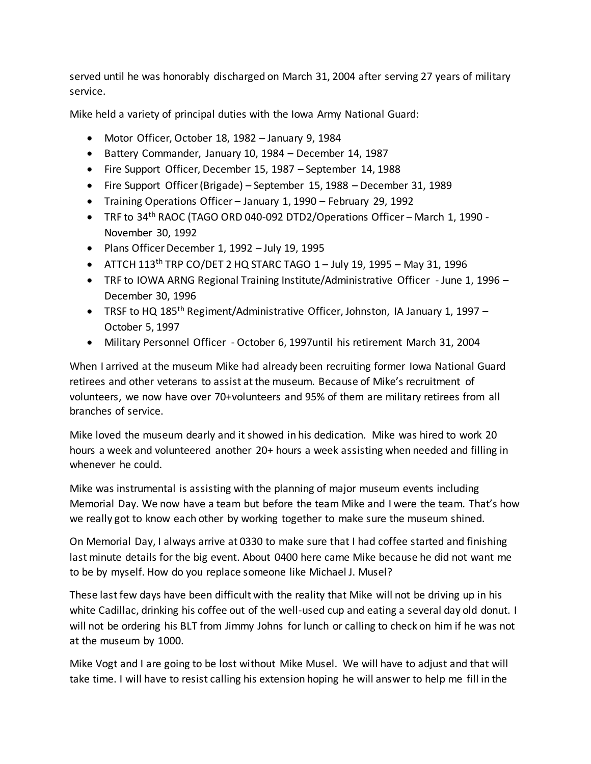served until he was honorably discharged on March 31, 2004 after serving 27 years of military service.

Mike held a variety of principal duties with the Iowa Army National Guard:

- Motor Officer, October 18, 1982 – January 9, 1984
- Battery Commander, January 10, 1984 – December 14, 1987
- Fire Support Officer, December 15, 1987 – September 14, 1988
- Fire Support Officer (Brigade) – September 15, 1988 – December 31, 1989
- Training Operations Officer – January 1, 1990 – February 29, 1992
- TRF to 34th RAOC (TAGO ORD 040-092 DTD2/Operations Officer – March 1, 1990 - November 30, 1992
- Plans Officer December 1, 1992 – July 19, 1995
- ATTCH 113th TRP CO/DET 2 HQ STARC TAGO 1 – July 19, 1995 – May 31, 1996
- TRF to IOWA ARNG Regional Training Institute/Administrative Officer - June 1, 1996 – December 30, 1996
- TRSF to HQ 185th Regiment/Administrative Officer, Johnston, IA January 1, 1997 – October 5, 1997
- Military Personnel Officer - October 6, 1997until his retirement March 31, 2004

When I arrived at the museum Mike had already been recruiting former Iowa National Guard retirees and other veterans to assist at the museum. Because of Mike's recruitment of volunteers, we now have over 70+volunteers and 95% of them are military retirees from all branches of service.

Mike loved the museum dearly and it showed in his dedication. Mike was hired to work 20 hours a week and volunteered another 20+ hours a week assisting when needed and filling in whenever he could.

Mike was instrumental is assisting with the planning of major museum events including Memorial Day. We now have a team but before the team Mike and I were the team. That's how we really got to know each other by working together to make sure the museum shined.

On Memorial Day, I always arrive at 0330 to make sure that I had coffee started and finishing last minute details for the big event. About 0400 here came Mike because he did not want me to be by myself. How do you replace someone like Michael J. Musel?

These last few days have been difficult with the reality that Mike will not be driving up in his white Cadillac, drinking his coffee out of the well-used cup and eating a several day old donut. I will not be ordering his BLT from Jimmy Johns for lunch or calling to check on him if he was not at the museum by 1000.

Mike Vogt and I are going to be lost without Mike Musel. We will have to adjust and that will take time. I will have to resist calling his extension hoping he will answer to help me fill in the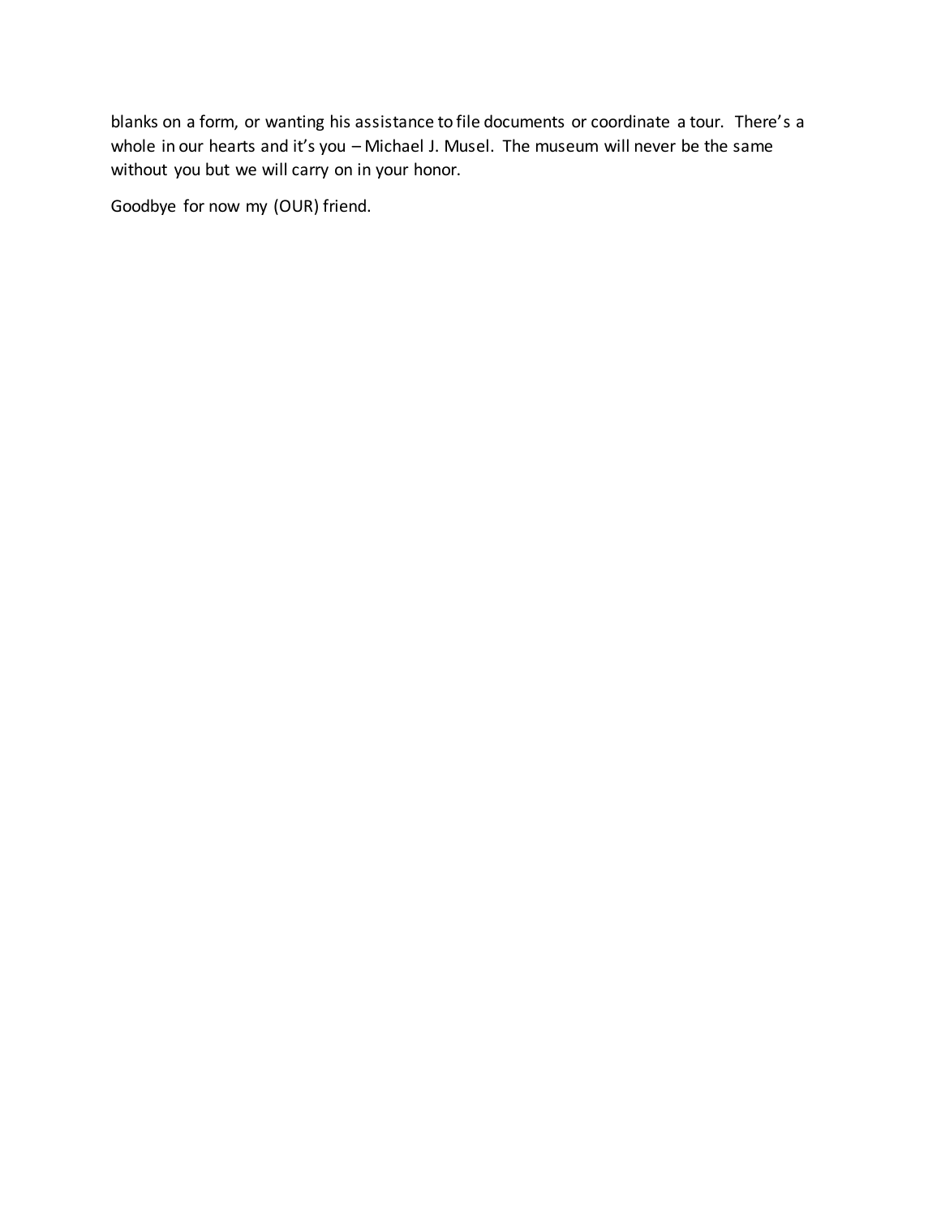blanks on a form, or wanting his assistance to file documents or coordinate a tour. There's a whole in our hearts and it's you – Michael J. Musel. The museum will never be the same without you but we will carry on in your honor.

Goodbye for now my (OUR) friend.